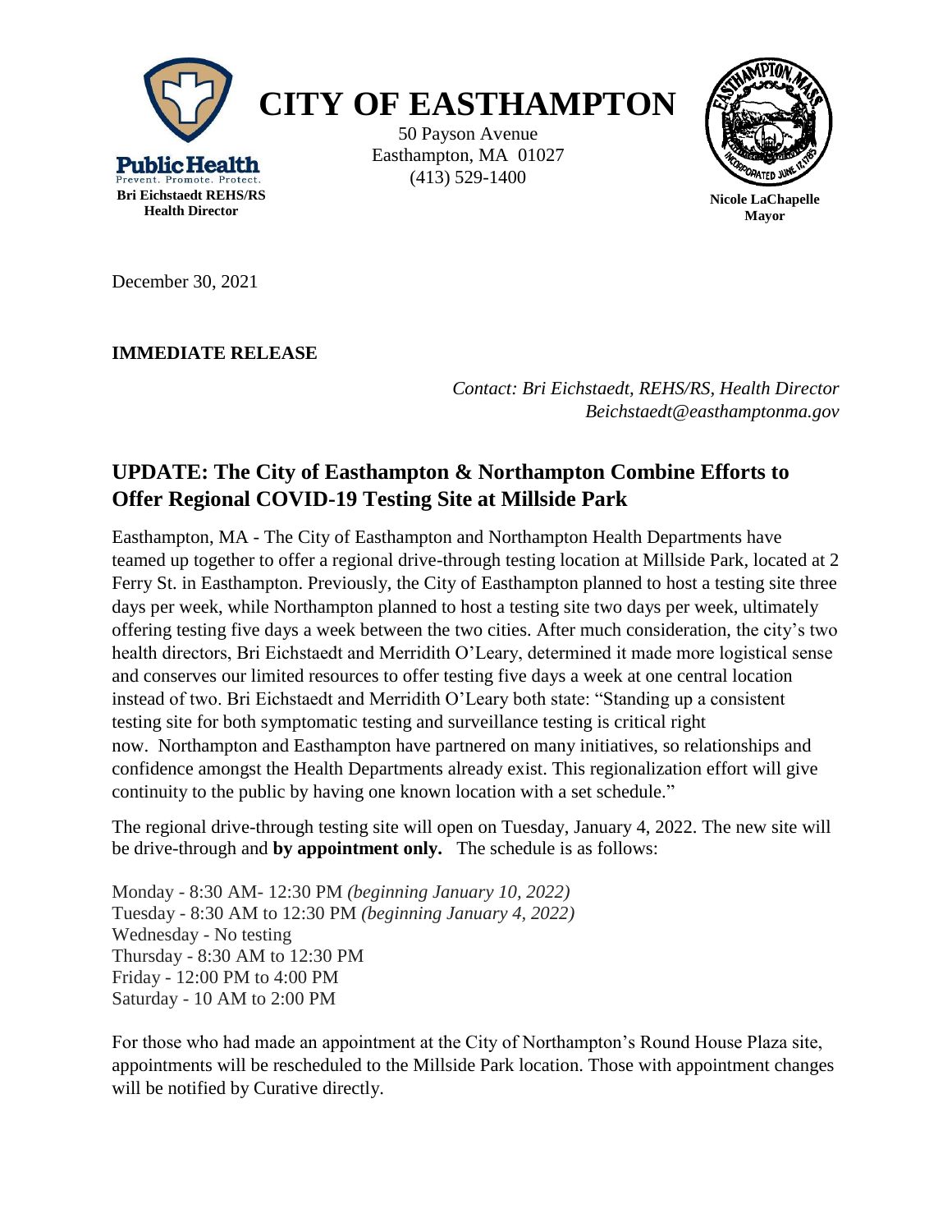**Public Health**
Prevent. Promote. Protect.
**Bri Eichstaedt REHS/RS**
**Health Director**

# CITY OF EASTHAMPTON

50 Payson Avenue
Easthampton, MA 01027
(413) 529-1400

**Nicole LaChapelle**
**Mayor**

December 30, 2021

**IMMEDIATE RELEASE**

*Contact: Bri Eichstaedt, REHS/RS, Health Director*
*Beichstaedt@easthamptonma.gov*

## UPDATE: The City of Easthampton & Northampton Combine Efforts to Offer Regional COVID-19 Testing Site at Millside Park

Easthampton, MA - The City of Easthampton and Northampton Health Departments have teamed up together to offer a regional drive-through testing location at Millside Park, located at 2 Ferry St. in Easthampton. Previously, the City of Easthampton planned to host a testing site three days per week, while Northampton planned to host a testing site two days per week, ultimately offering testing five days a week between the two cities. After much consideration, the city's two health directors, Bri Eichstaedt and Merridith O'Leary, determined it made more logistical sense and conserves our limited resources to offer testing five days a week at one central location instead of two. Bri Eichstaedt and Merridith O'Leary both state: "Standing up a consistent testing site for both symptomatic testing and surveillance testing is critical right now. Northampton and Easthampton have partnered on many initiatives, so relationships and confidence amongst the Health Departments already exist. This regionalization effort will give continuity to the public by having one known location with a set schedule."

The regional drive-through testing site will open on Tuesday, January 4, 2022. The new site will be drive-through and **by appointment only.** The schedule is as follows:

Monday - 8:30 AM- 12:30 PM *(beginning January 10, 2022)*
Tuesday - 8:30 AM to 12:30 PM *(beginning January 4, 2022)*
Wednesday - No testing
Thursday - 8:30 AM to 12:30 PM
Friday - 12:00 PM to 4:00 PM
Saturday - 10 AM to 2:00 PM

For those who had made an appointment at the City of Northampton's Round House Plaza site, appointments will be rescheduled to the Millside Park location. Those with appointment changes will be notified by Curative directly.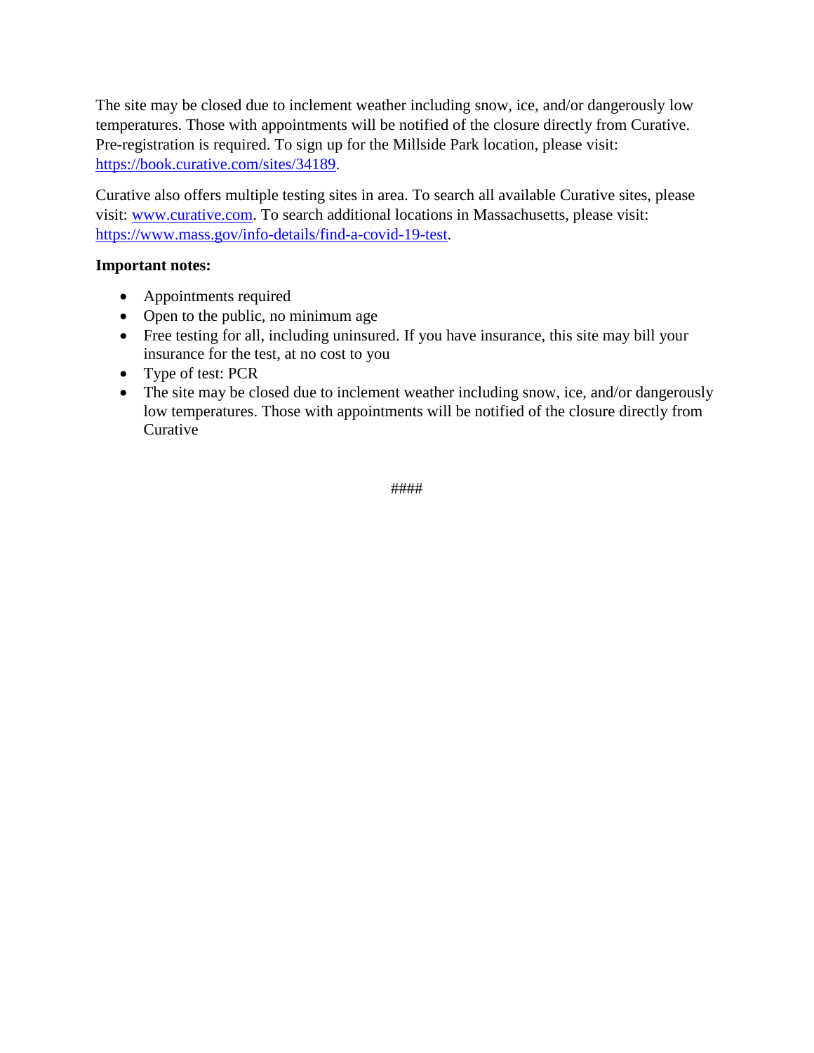The site may be closed due to inclement weather including snow, ice, and/or dangerously low temperatures. Those with appointments will be notified of the closure directly from Curative. Pre-registration is required. To sign up for the Millside Park location, please visit: https://book.curative.com/sites/34189.

Curative also offers multiple testing sites in area. To search all available Curative sites, please visit: www.curative.com. To search additional locations in Massachusetts, please visit: https://www.mass.gov/info-details/find-a-covid-19-test.

**Important notes:**

- Appointments required
- Open to the public, no minimum age
- Free testing for all, including uninsured. If you have insurance, this site may bill your insurance for the test, at no cost to you
- Type of test: PCR
- The site may be closed due to inclement weather including snow, ice, and/or dangerously low temperatures. Those with appointments will be notified of the closure directly from Curative

####